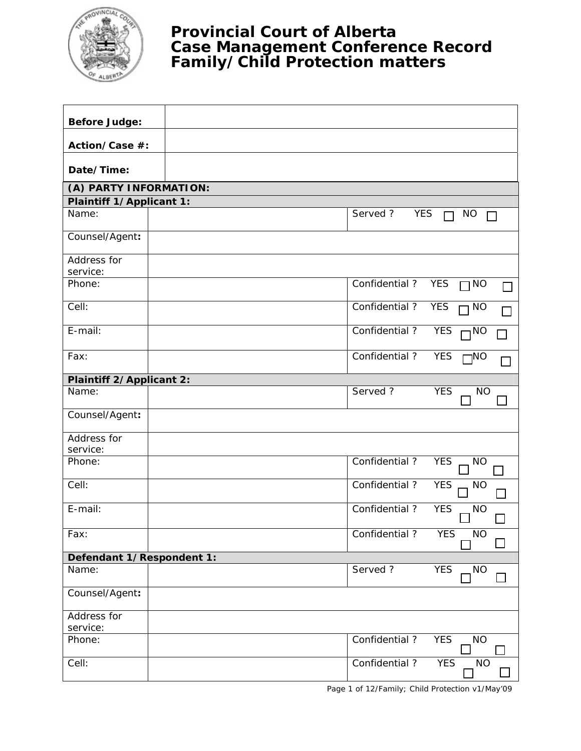# Provincial Court of Alberta
# Case Management Conference Record
# Family/Child Protection matters

| | |
|---|---|
| **Before Judge:** | |
| **Action/Case #:** | |
| **Date/Time:** | |

| | | |
|---|---|---|
| **(A) PARTY INFORMATION:** | | |
| **Plaintiff 1/Applicant 1:** | | |
| Name: | | Served ? YES ☐ NO ☐ |
| Counsel/Agent**:** | | |
| Address for service: | | |
| Phone: | | Confidential ? YES ☐ NO ☐ |
| Cell: | | Confidential ? YES ☐ NO ☐ |
| E-mail: | | Confidential ? YES ☐ NO ☐ |
| Fax: | | Confidential ? YES ☐ NO ☐ |
| **Plaintiff 2/Applicant 2:** | | |
| Name: | | Served ? YES ☐ NO ☐ |
| Counsel/Agent**:** | | |
| Address for service: | | |
| Phone: | | Confidential ? YES ☐ NO ☐ |
| Cell: | | Confidential ? YES ☐ NO ☐ |
| E-mail: | | Confidential ? YES ☐ NO ☐ |
| Fax: | | Confidential ? YES ☐ NO ☐ |
| **Defendant 1/Respondent 1:** | | |
| Name: | | Served ? YES ☐ NO ☐ |
| Counsel/Agent**:** | | |
| Address for service: | | |
| Phone: | | Confidential ? YES ☐ NO ☐ |
| Cell: | | Confidential ? YES ☐ NO ☐ |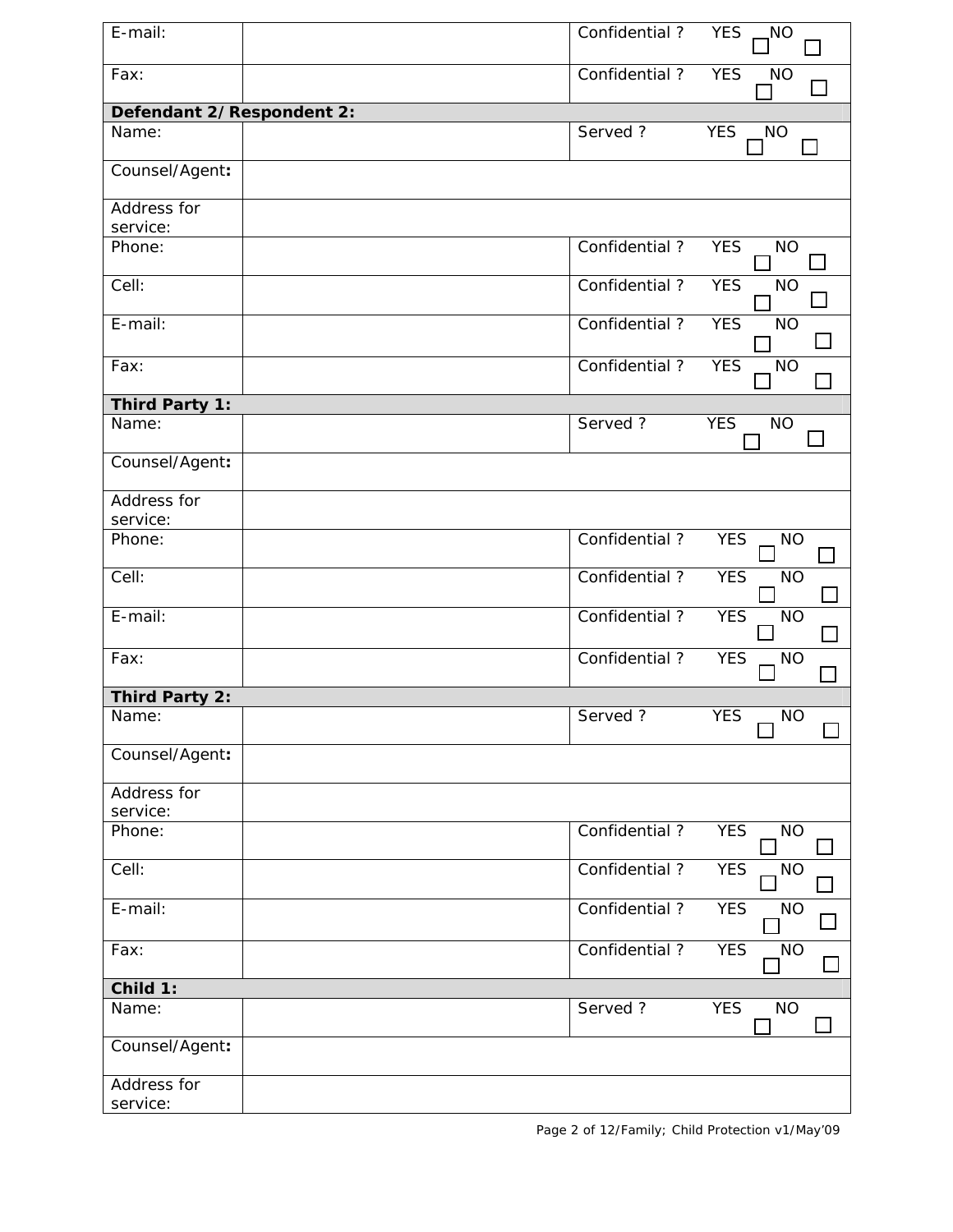| | | |
|---|---|---|
| E-mail: | | Confidential ? YES ☐ NO ☐ |
| Fax: | | Confidential ? YES ☐ NO ☐ |
| **Defendant 2/Respondent 2:** | | |
| Name: | | Served ? YES ☐ NO ☐ |
| Counsel/Agent**:** | | |
| Address for service: | | |
| Phone: | | Confidential ? YES ☐ NO ☐ |
| Cell: | | Confidential ? YES ☐ NO ☐ |
| E-mail: | | Confidential ? YES ☐ NO ☐ |
| Fax: | | Confidential ? YES ☐ NO ☐ |
| **Third Party 1:** | | |
| Name: | | Served ? YES ☐ NO ☐ |
| Counsel/Agent**:** | | |
| Address for service: | | |
| Phone: | | Confidential ? YES ☐ NO ☐ |
| Cell: | | Confidential ? YES ☐ NO ☐ |
| E-mail: | | Confidential ? YES ☐ NO ☐ |
| Fax: | | Confidential ? YES ☐ NO ☐ |
| **Third Party 2:** | | |
| Name: | | Served ? YES ☐ NO ☐ |
| Counsel/Agent**:** | | |
| Address for service: | | |
| Phone: | | Confidential ? YES ☐ NO ☐ |
| Cell: | | Confidential ? YES ☐ NO ☐ |
| E-mail: | | Confidential ? YES ☐ NO ☐ |
| Fax: | | Confidential ? YES ☐ NO ☐ |
| **Child 1:** | | |
| Name: | | Served ? YES ☐ NO ☐ |
| Counsel/Agent**:** | | |
| Address for service: | | |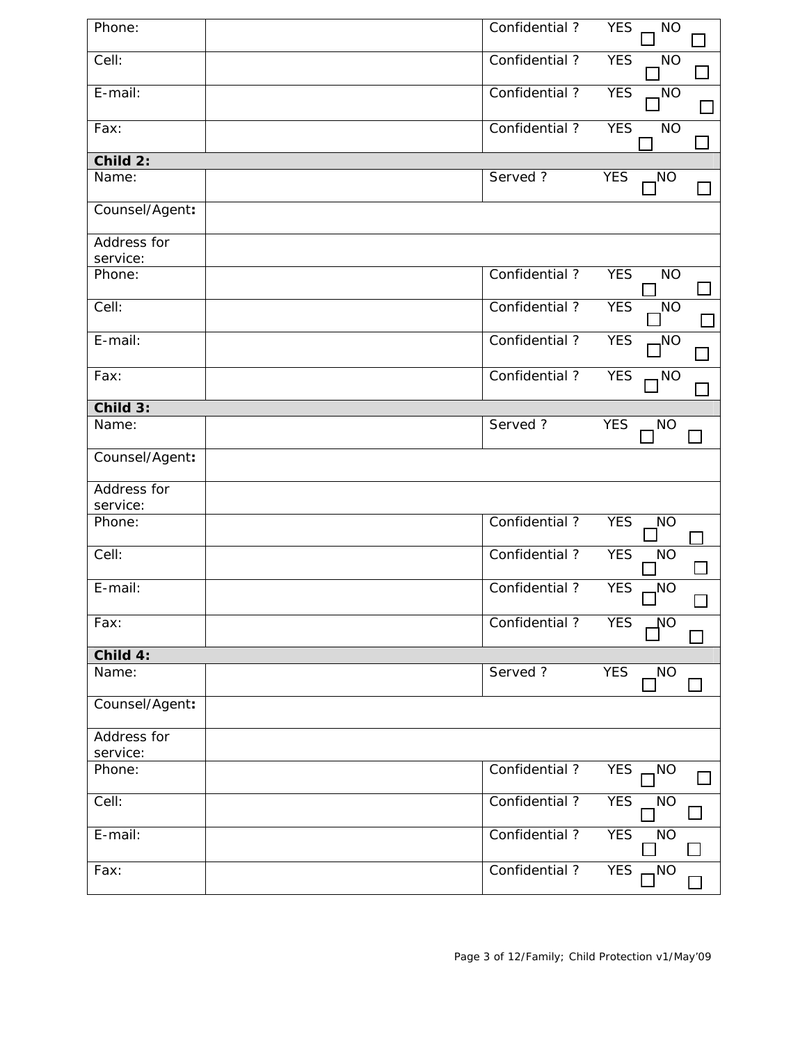| | | | |
|---|---|---|---|
| Phone: | | Confidential ? | YES ☐ NO ☐ |
| Cell: | | Confidential ? | YES ☐ NO ☐ |
| E-mail: | | Confidential ? | YES ☐ NO ☐ |
| Fax: | | Confidential ? | YES ☐ NO ☐ |
| **Child 2:** | | | |
| Name: | | Served ? | YES ☐ NO ☐ |
| Counsel/Agent**:** | | | |
| Address for service: | | | |
| Phone: | | Confidential ? | YES ☐ NO ☐ |
| Cell: | | Confidential ? | YES ☐ NO ☐ |
| E-mail: | | Confidential ? | YES ☐ NO ☐ |
| Fax: | | Confidential ? | YES ☐ NO ☐ |
| **Child 3:** | | | |
| Name: | | Served ? | YES ☐ NO ☐ |
| Counsel/Agent**:** | | | |
| Address for service: | | | |
| Phone: | | Confidential ? | YES ☐ NO ☐ |
| Cell: | | Confidential ? | YES ☐ NO ☐ |
| E-mail: | | Confidential ? | YES ☐ NO ☐ |
| Fax: | | Confidential ? | YES ☐ NO ☐ |
| **Child 4:** | | | |
| Name: | | Served ? | YES ☐ NO ☐ |
| Counsel/Agent**:** | | | |
| Address for service: | | | |
| Phone: | | Confidential ? | YES ☐ NO ☐ |
| Cell: | | Confidential ? | YES ☐ NO ☐ |
| E-mail: | | Confidential ? | YES ☐ NO ☐ |
| Fax: | | Confidential ? | YES ☐ NO ☐ |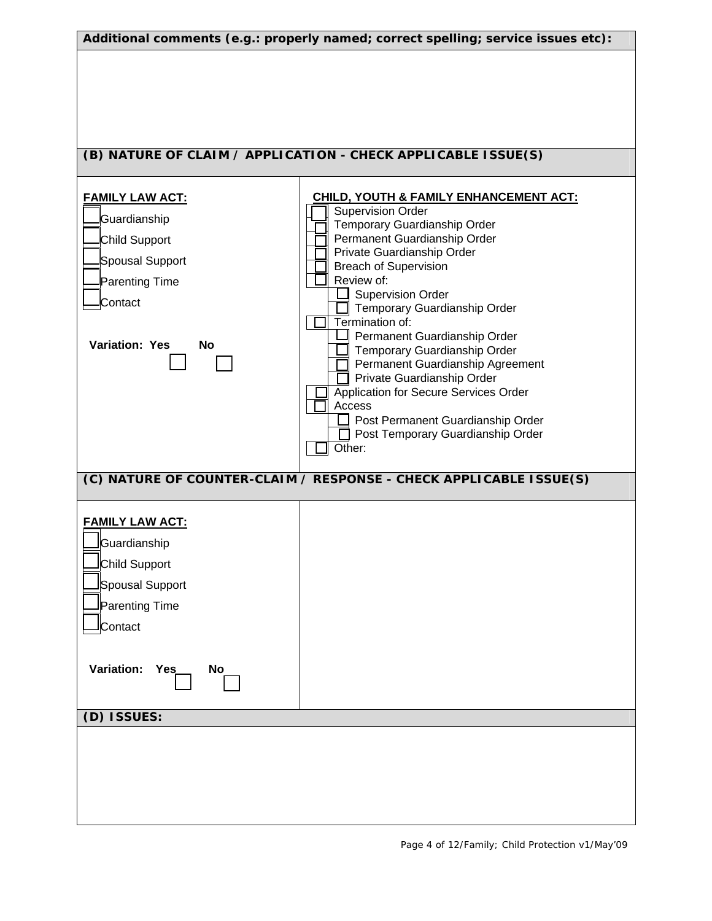**Additional comments (e.g.: properly named; correct spelling; service issues etc):**

**(B) NATURE OF CLAIM / APPLICATION - CHECK APPLICABLE ISSUE(S)**

| FAMILY LAW ACT: | CHILD, YOUTH & FAMILY ENHANCEMENT ACT: |
|---|---|
| ☐ Guardianship<br>☐ Child Support<br>☐ Spousal Support<br>☐ Parenting Time<br>☐ Contact<br><br>**Variation: Yes** ☐ **No** ☐ | ☐ Supervision Order<br>☐ Temporary Guardianship Order<br>☐ Permanent Guardianship Order<br>☐ Private Guardianship Order<br>☐ Breach of Supervision<br>☐ Review of:<br>&nbsp;&nbsp;&nbsp;&nbsp;☐ Supervision Order<br>&nbsp;&nbsp;&nbsp;&nbsp;☐ Temporary Guardianship Order<br>☐ Termination of:<br>&nbsp;&nbsp;&nbsp;&nbsp;☐ Permanent Guardianship Order<br>&nbsp;&nbsp;&nbsp;&nbsp;☐ Temporary Guardianship Order<br>&nbsp;&nbsp;&nbsp;&nbsp;☐ Permanent Guardianship Agreement<br>&nbsp;&nbsp;&nbsp;&nbsp;☐ Private Guardianship Order<br>☐ Application for Secure Services Order<br>☐ Access<br>&nbsp;&nbsp;&nbsp;&nbsp;☐ Post Permanent Guardianship Order<br>&nbsp;&nbsp;&nbsp;&nbsp;☐ Post Temporary Guardianship Order<br>☐ Other: |

**(C) NATURE OF COUNTER-CLAIM / RESPONSE - CHECK APPLICABLE ISSUE(S)**

| FAMILY LAW ACT: | |
|---|---|
| ☐ Guardianship<br>☐ Child Support<br>☐ Spousal Support<br>☐ Parenting Time<br>☐ Contact<br><br>**Variation: Yes** ☐ **No** ☐ | |

**(D) ISSUES:**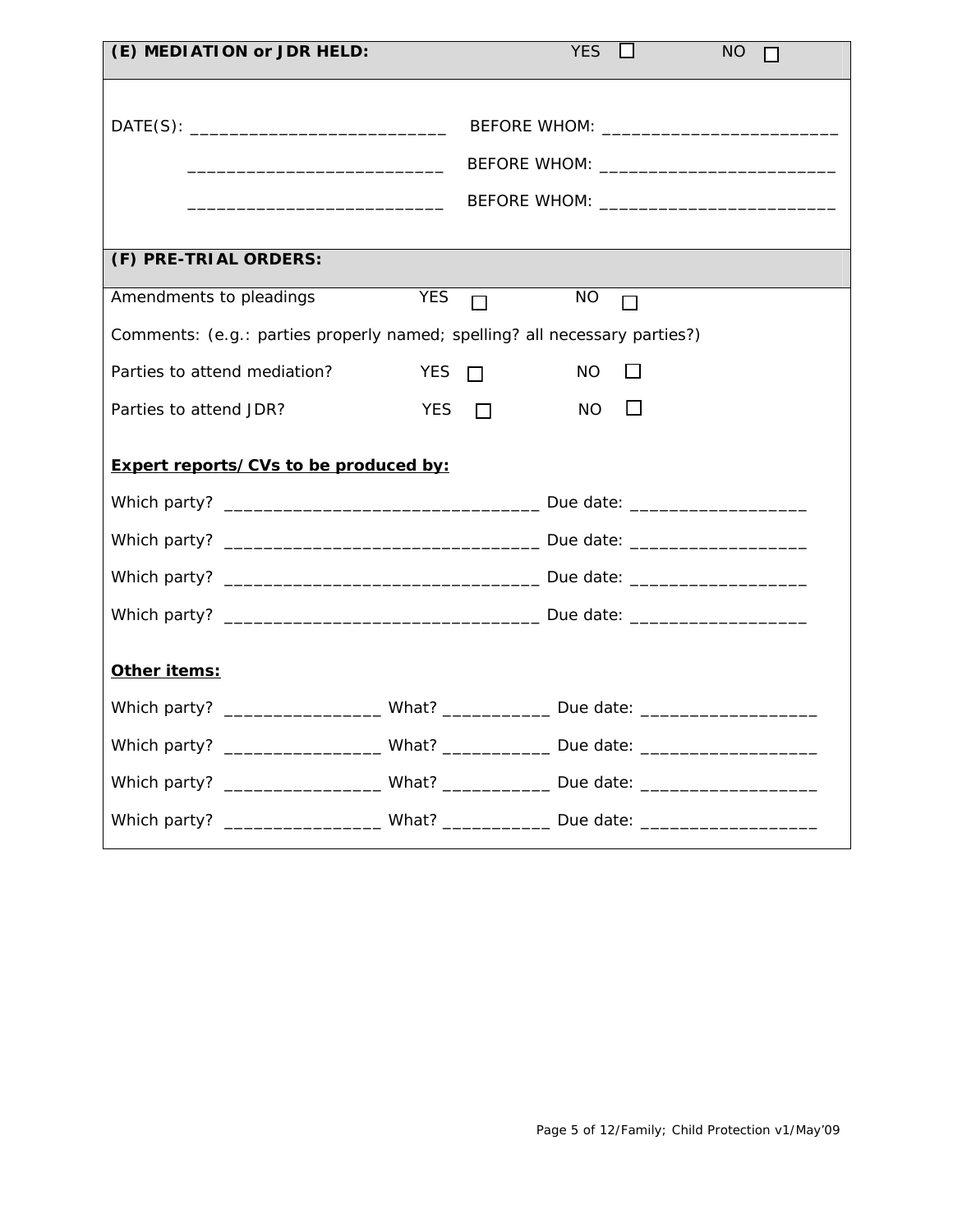**(E) MEDIATION or JDR HELD:** YES ☐ NO ☐

DATE(S): __________________________ BEFORE WHOM: ________________________

__________________________ BEFORE WHOM: ________________________

__________________________ BEFORE WHOM: ________________________

**(F) PRE-TRIAL ORDERS:**

Amendments to pleadings YES ☐ NO ☐

Comments: (e.g.: parties properly named; spelling? all necessary parties?)

Parties to attend mediation? YES ☐ NO ☐

Parties to attend JDR? YES ☐ NO ☐

**Expert reports/CVs to be produced by:**

Which party? ________________________________ Due date: __________________

Which party? ________________________________ Due date: __________________

Which party? ________________________________ Due date: __________________

Which party? ________________________________ Due date: __________________

**Other items:**

Which party? ________________ What? ___________ Due date: __________________

Which party? ________________ What? ___________ Due date: __________________

Which party? ________________ What? ___________ Due date: __________________

Which party? ________________ What? ___________ Due date: __________________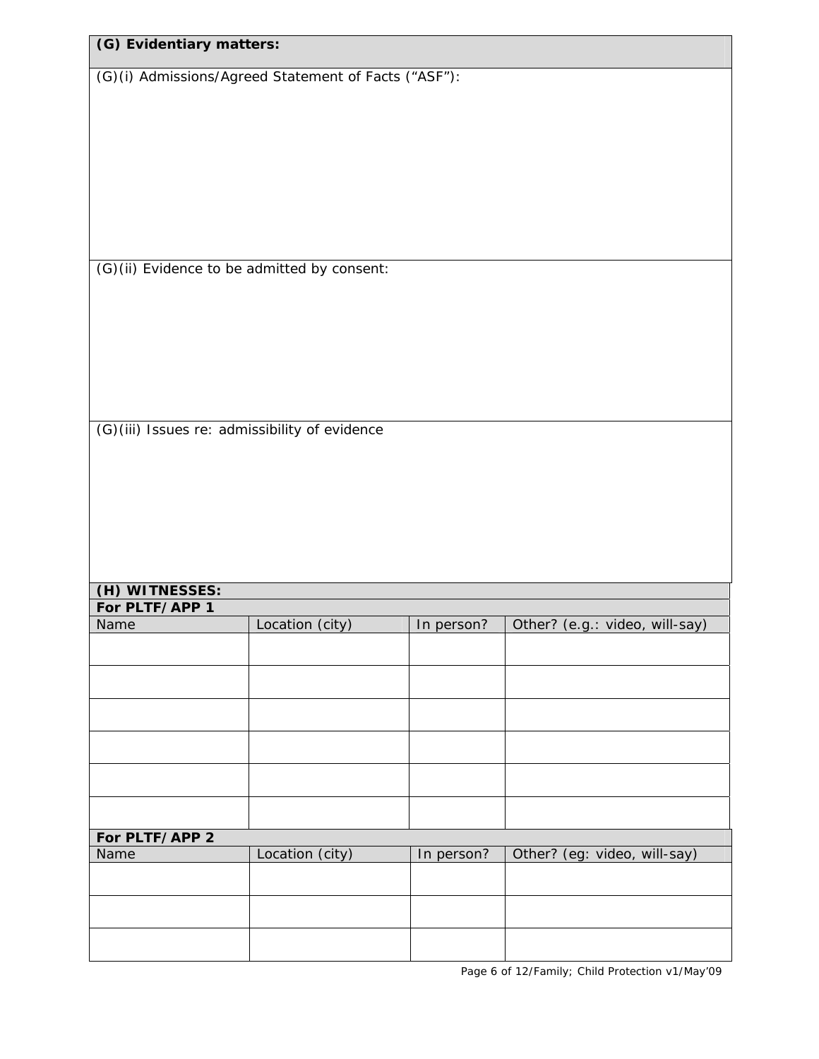## (G) Evidentiary matters:

(G)(i) Admissions/Agreed Statement of Facts (“ASF”):

(G)(ii) Evidence to be admitted by consent:

(G)(iii) Issues re: admissibility of evidence

## (H) WITNESSES:

**For PLTF/APP 1**

| Name | Location (city) | In person? | Other? (e.g.: video, will-say) |
| --- | --- | --- | --- |
| | | | |
| | | | |
| | | | |
| | | | |
| | | | |
| | | | |

**For PLTF/APP 2**

| Name | Location (city) | In person? | Other? (eg: video, will-say) |
| --- | --- | --- | --- |
| | | | |
| | | | |
| | | | |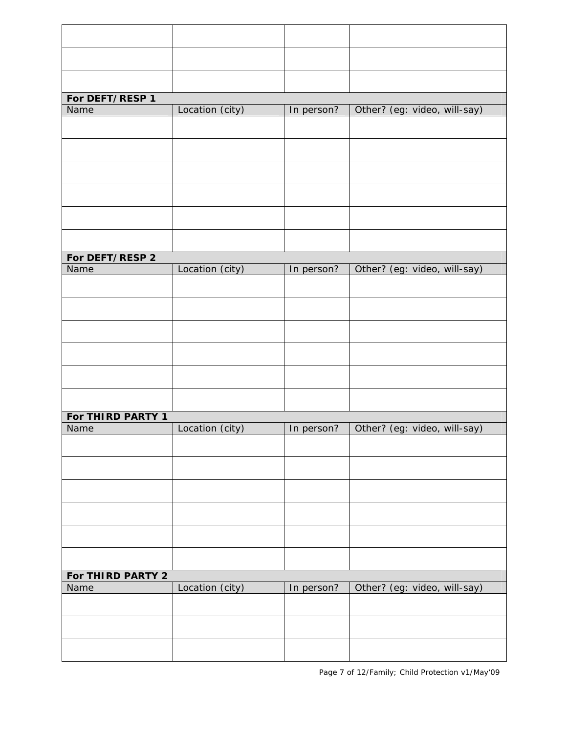| | | | |
|---|---|---|---|
| | | | |
| | | | |
| | | | |
| **For DEFT/RESP 1** | | | |
| Name | Location (city) | In person? | Other? (eg: video, will-say) |
| | | | |
| | | | |
| | | | |
| | | | |
| | | | |
| | | | |
| **For DEFT/RESP 2** | | | |
| Name | Location (city) | In person? | Other? (eg: video, will-say) |
| | | | |
| | | | |
| | | | |
| | | | |
| | | | |
| | | | |
| **For THIRD PARTY 1** | | | |
| Name | Location (city) | In person? | Other? (eg: video, will-say) |
| | | | |
| | | | |
| | | | |
| | | | |
| | | | |
| | | | |
| **For THIRD PARTY 2** | | | |
| Name | Location (city) | In person? | Other? (eg: video, will-say) |
| | | | |
| | | | |
| | | | |

Family; Child Protection v1/May'09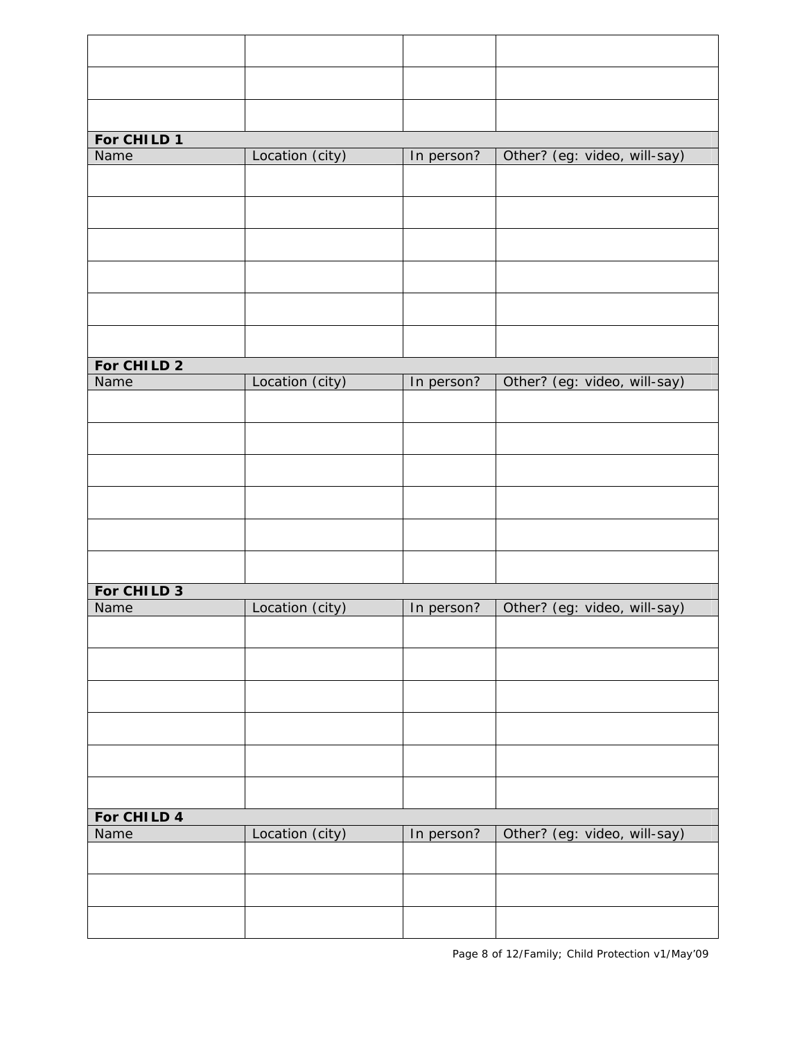| | | | |
|---|---|---|---|
| | | | |
| | | | |
| | | | |

**For CHILD 1**

| Name | Location (city) | In person? | Other? (eg: video, will-say) |
|---|---|---|---|
| | | | |
| | | | |
| | | | |
| | | | |
| | | | |
| | | | |

**For CHILD 2**

| Name | Location (city) | In person? | Other? (eg: video, will-say) |
|---|---|---|---|
| | | | |
| | | | |
| | | | |
| | | | |
| | | | |
| | | | |

**For CHILD 3**

| Name | Location (city) | In person? | Other? (eg: video, will-say) |
|---|---|---|---|
| | | | |
| | | | |
| | | | |
| | | | |
| | | | |
| | | | |

**For CHILD 4**

| Name | Location (city) | In person? | Other? (eg: video, will-say) |
|---|---|---|---|
| | | | |
| | | | |
| | | | |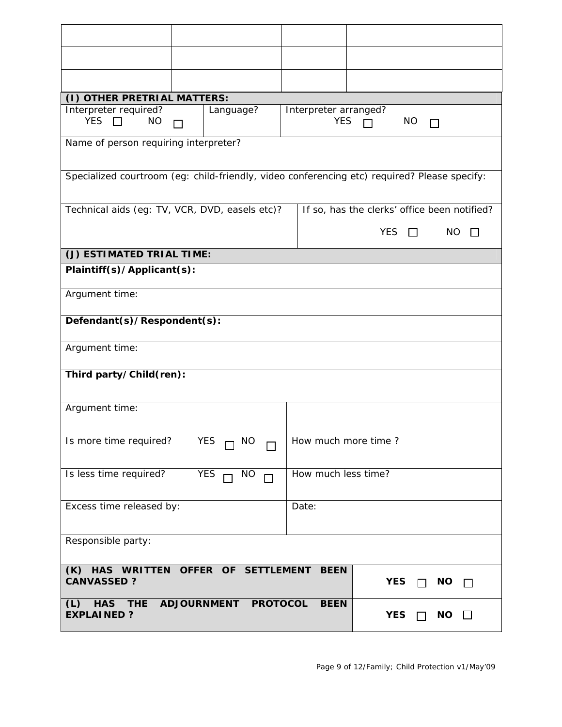| | | | |
|---|---|---|---|
| | | | |
| | | | |
| | | | |

**(I) OTHER PRETRIAL MATTERS:**

| Interpreter required? YES ☐ NO ☐ | Language? | Interpreter arranged? YES ☐ NO ☐ |
|---|---|---|

Name of person requiring interpreter?

Specialized courtroom (eg: child-friendly, video conferencing etc) required? Please specify:

| Technical aids (eg: TV, VCR, DVD, easels etc)? | If so, has the clerks' office been notified? YES ☐ NO ☐ |
|---|---|

**(J) ESTIMATED TRIAL TIME:**

**Plaintiff(s)/Applicant(s):**

Argument time:

**Defendant(s)/Respondent(s):**

Argument time:

**Third party/Child(ren):**

| Argument time: | |
|---|---|
| Is more time required? YES ☐ NO ☐ | How much more time ? |
| Is less time required? YES ☐ NO ☐ | How much less time? |
| Excess time released by: | Date: |

Responsible party:

| | |
|---|---|
| **(K) HAS WRITTEN OFFER OF SETTLEMENT BEEN CANVASSED ?** | **YES** ☐ **NO** ☐ |
| **(L) HAS THE ADJOURNMENT PROTOCOL BEEN EXPLAINED ?** | **YES** ☐ **NO** ☐ |

Family; Child Protection v1/May'09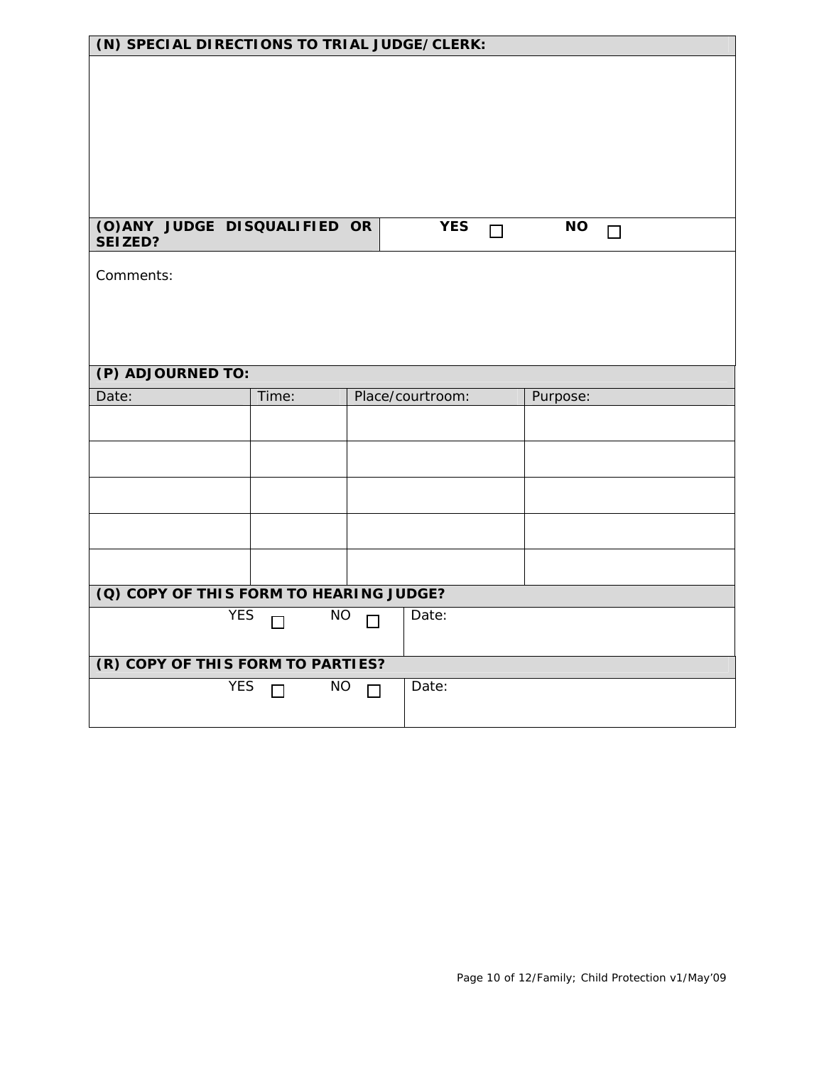**(N) SPECIAL DIRECTIONS TO TRIAL JUDGE/CLERK:**

| **(O)ANY JUDGE DISQUALIFIED OR SEIZED?** | **YES** ☐ **NO** ☐ |
|---|---|

Comments:

**(P) ADJOURNED TO:**

| Date: | Time: | Place/courtroom: | Purpose: |
|---|---|---|---|
| | | | |
| | | | |
| | | | |
| | | | |
| | | | |

**(Q) COPY OF THIS FORM TO HEARING JUDGE?**

| YES ☐ NO ☐ | Date: |
|---|---|

**(R) COPY OF THIS FORM TO PARTIES?**

| YES ☐ NO ☐ | Date: |
|---|---|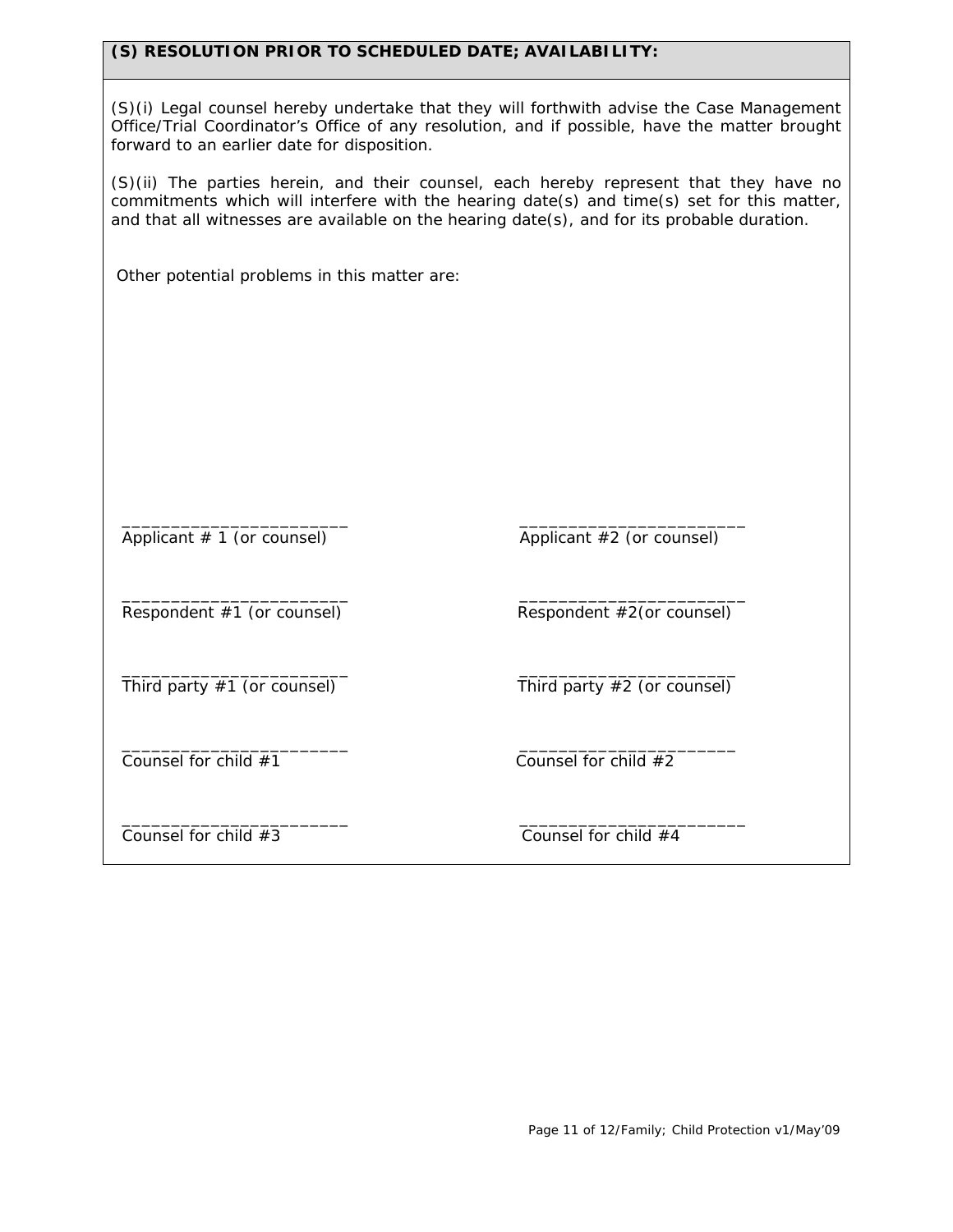**(S) RESOLUTION PRIOR TO SCHEDULED DATE; AVAILABILITY:**

(S)(i) Legal counsel hereby undertake that they will forthwith advise the Case Management Office/Trial Coordinator's Office of any resolution, and if possible, have the matter brought forward to an earlier date for disposition.

(S)(ii) The parties herein, and their counsel, each hereby represent that they have no commitments which will interfere with the hearing date(s) and time(s) set for this matter, and that all witnesses are available on the hearing date(s), and for its probable duration.

Other potential problems in this matter are:

| | |
|---|---|
| ______________________ Applicant # 1 (or counsel) | ______________________ Applicant #2 (or counsel) |
| ______________________ Respondent #1 (or counsel) | ______________________ Respondent #2(or counsel) |
| ______________________ Third party #1 (or counsel) | ______________________ Third party #2 (or counsel) |
| ______________________ Counsel for child #1 | ______________________ Counsel for child #2 |
| ______________________ Counsel for child #3 | ______________________ Counsel for child #4 |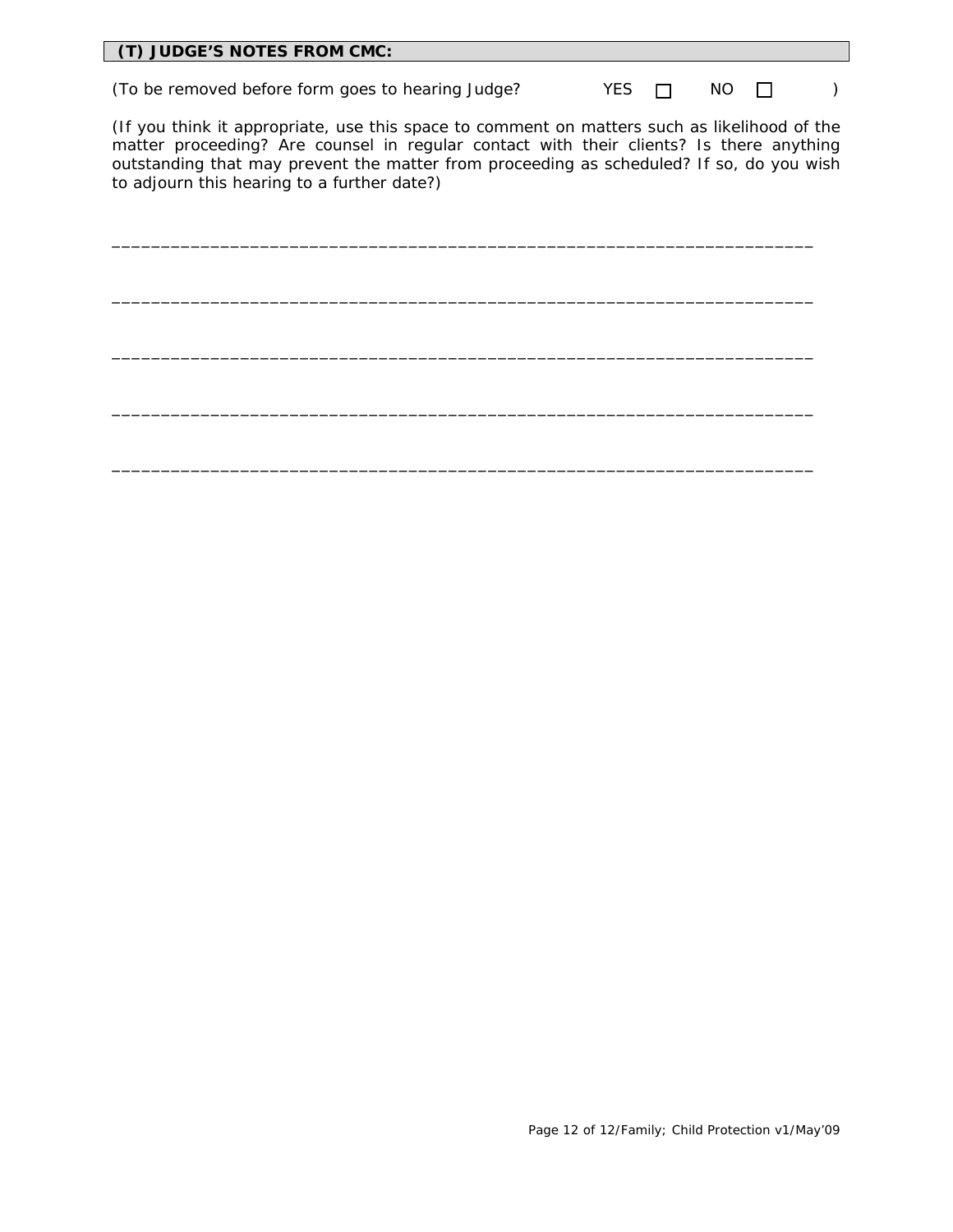**(T) JUDGE'S NOTES FROM CMC:**

(To be removed before form goes to hearing Judge? YES ☐ NO ☐ )

(If you think it appropriate, use this space to comment on matters such as likelihood of the matter proceeding? Are counsel in regular contact with their clients? Is there anything outstanding that may prevent the matter from proceeding as scheduled? If so, do you wish to adjourn this hearing to a further date?)

\_\_\_\_\_\_\_\_\_\_\_\_\_\_\_\_\_\_\_\_\_\_\_\_\_\_\_\_\_\_\_\_\_\_\_\_\_\_\_\_\_\_\_\_\_\_\_\_\_\_\_\_\_\_\_\_\_\_\_\_\_\_\_\_\_\_\_\_\_\_

\_\_\_\_\_\_\_\_\_\_\_\_\_\_\_\_\_\_\_\_\_\_\_\_\_\_\_\_\_\_\_\_\_\_\_\_\_\_\_\_\_\_\_\_\_\_\_\_\_\_\_\_\_\_\_\_\_\_\_\_\_\_\_\_\_\_\_\_\_\_

\_\_\_\_\_\_\_\_\_\_\_\_\_\_\_\_\_\_\_\_\_\_\_\_\_\_\_\_\_\_\_\_\_\_\_\_\_\_\_\_\_\_\_\_\_\_\_\_\_\_\_\_\_\_\_\_\_\_\_\_\_\_\_\_\_\_\_\_\_\_

\_\_\_\_\_\_\_\_\_\_\_\_\_\_\_\_\_\_\_\_\_\_\_\_\_\_\_\_\_\_\_\_\_\_\_\_\_\_\_\_\_\_\_\_\_\_\_\_\_\_\_\_\_\_\_\_\_\_\_\_\_\_\_\_\_\_\_\_\_\_

\_\_\_\_\_\_\_\_\_\_\_\_\_\_\_\_\_\_\_\_\_\_\_\_\_\_\_\_\_\_\_\_\_\_\_\_\_\_\_\_\_\_\_\_\_\_\_\_\_\_\_\_\_\_\_\_\_\_\_\_\_\_\_\_\_\_\_\_\_\_